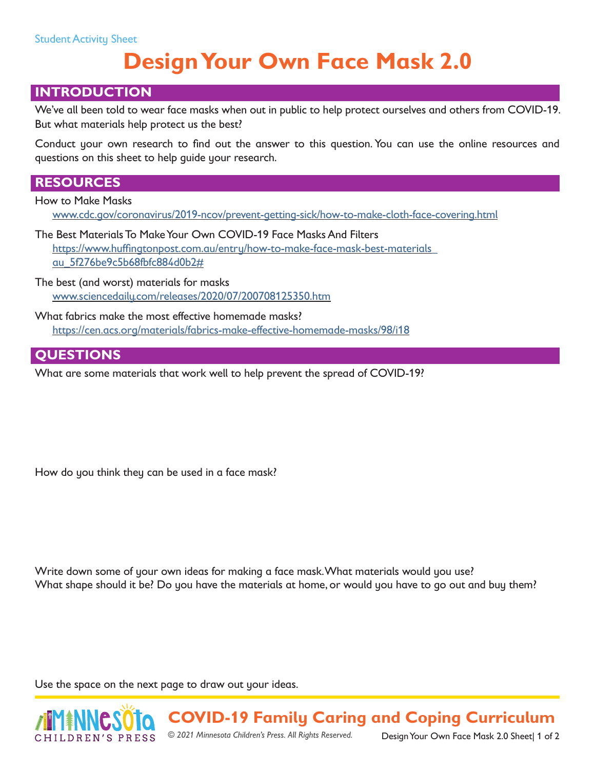Student Activity Sheet

# Design Your Own Face Mask 2.0

## INTRODUCTION

We've all been told to wear face masks when out in public to help protect ourselves and others from COVID-19. But what materials help protect us the best?

Conduct your own research to find out the answer to this question. You can use the online resources and questions on this sheet to help guide your research.

## RESOURCES

How to Make Masks
www.cdc.gov/coronavirus/2019-ncov/prevent-getting-sick/how-to-make-cloth-face-covering.html

The Best Materials To Make Your Own COVID-19 Face Masks And Filters
https://www.huffingtonpost.com.au/entry/how-to-make-face-mask-best-materials_au_5f276be9c5b68fbfc884d0b2#

The best (and worst) materials for masks
www.sciencedaily.com/releases/2020/07/200708125350.htm

What fabrics make the most effective homemade masks?
https://cen.acs.org/materials/fabrics-make-effective-homemade-masks/98/i18

## QUESTIONS

What are some materials that work well to help prevent the spread of COVID-19?

How do you think they can be used in a face mask?

Write down some of your own ideas for making a face mask. What materials would you use? What shape should it be? Do you have the materials at home, or would you have to go out and buy them?

Use the space on the next page to draw out your ideas.

**COVID-19 Family Caring and Coping Curriculum**

*© 2021 Minnesota Children's Press. All Rights Reserved.*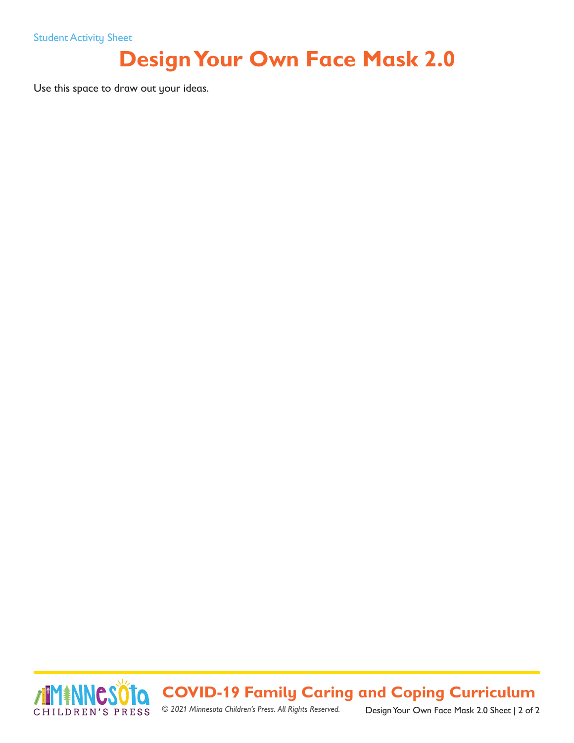Student Activity Sheet

# Design Your Own Face Mask 2.0

Use this space to draw out your ideas.